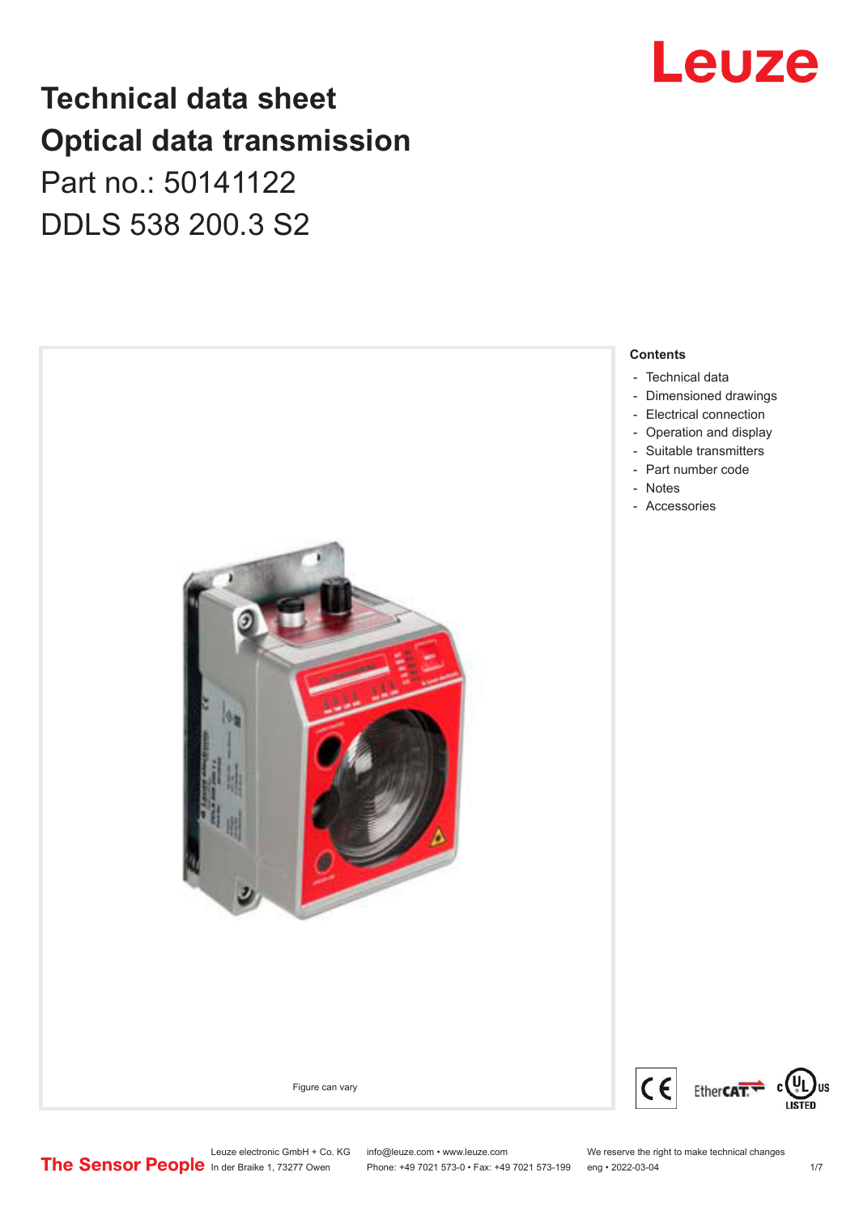# Technical data sheet
# Optical data transmission

Part no.: 50141122

DDLS 538 200.3 S2

Figure can vary

**Contents**

- Technical data
- Dimensioned drawings
- Electrical connection
- Operation and display
- Suitable transmitters
- Part number code
- Notes
- Accessories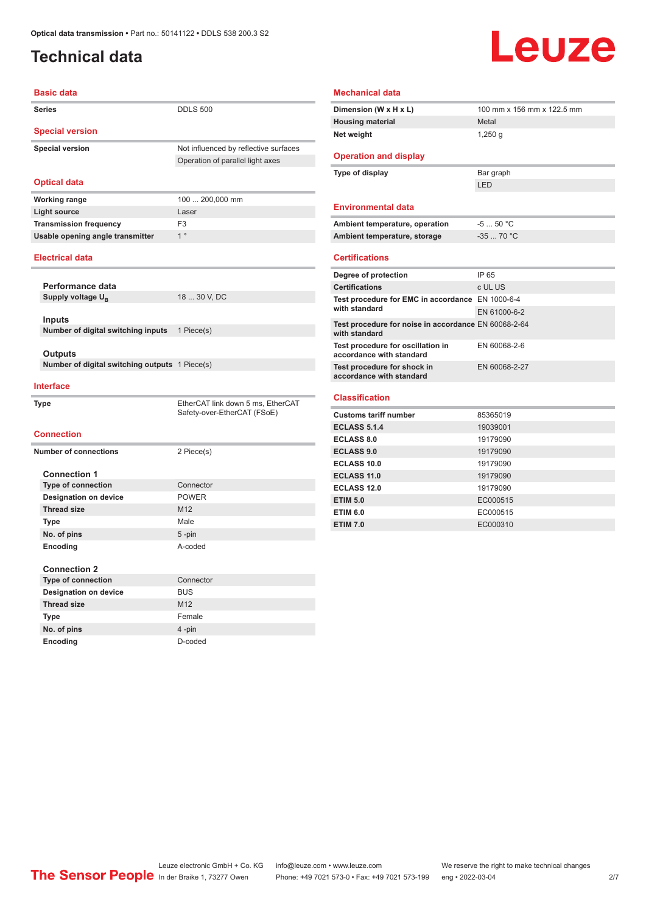# Technical data

## Basic data

| | |
|---|---|
| Series | DDLS 500 |

## Special version

| | |
|---|---|
| Special version | Not influenced by reflective surfaces |
| | Operation of parallel light axes |

## Optical data

| | |
|---|---|
| Working range | 100 ... 200,000 mm |
| Light source | Laser |
| Transmission frequency | F3 |
| Usable opening angle transmitter | 1 ° |

## Electrical data

**Performance data**

| | |
|---|---|
| Supply voltage $U_B$ | 18 ... 30 V, DC |

**Inputs**

| | |
|---|---|
| Number of digital switching inputs | 1 Piece(s) |

**Outputs**

| | |
|---|---|
| Number of digital switching outputs | 1 Piece(s) |

## Interface

| | |
|---|---|
| Type | EtherCAT link down 5 ms, EtherCAT Safety-over-EtherCAT (FSoE) |

## Connection

| | |
|---|---|
| Number of connections | 2 Piece(s) |

**Connection 1**

| | |
|---|---|
| Type of connection | Connector |
| Designation on device | POWER |
| Thread size | M12 |
| Type | Male |
| No. of pins | 5 -pin |
| Encoding | A-coded |

**Connection 2**

| | |
|---|---|
| Type of connection | Connector |
| Designation on device | BUS |
| Thread size | M12 |
| Type | Female |
| No. of pins | 4 -pin |
| Encoding | D-coded |

## Mechanical data

| | |
|---|---|
| Dimension (W x H x L) | 100 mm x 156 mm x 122.5 mm |
| Housing material | Metal |
| Net weight | 1,250 g |

## Operation and display

| | |
|---|---|
| Type of display | Bar graph |
| | LED |

## Environmental data

| | |
|---|---|
| Ambient temperature, operation | -5 ... 50 °C |
| Ambient temperature, storage | -35 ... 70 °C |

## Certifications

| | |
|---|---|
| Degree of protection | IP 65 |
| Certifications | c UL US |
| Test procedure for EMC in accordance with standard | EN 1000-6-4 |
| | EN 61000-6-2 |
| Test procedure for noise in accordance with standard | EN 60068-2-64 |
| Test procedure for oscillation in accordance with standard | EN 60068-2-6 |
| Test procedure for shock in accordance with standard | EN 60068-2-27 |

## Classification

| | |
|---|---|
| Customs tariff number | 85365019 |
| ECLASS 5.1.4 | 19039001 |
| ECLASS 8.0 | 19179090 |
| ECLASS 9.0 | 19179090 |
| ECLASS 10.0 | 19179090 |
| ECLASS 11.0 | 19179090 |
| ECLASS 12.0 | 19179090 |
| ETIM 5.0 | EC000515 |
| ETIM 6.0 | EC000515 |
| ETIM 7.0 | EC000310 |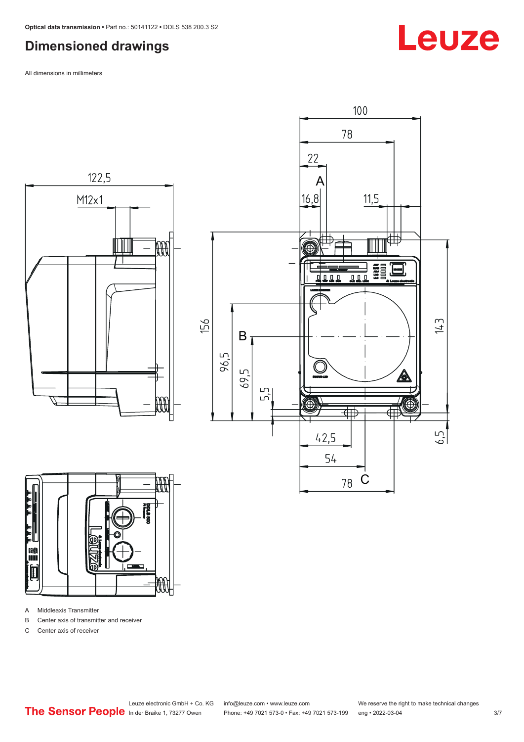# Dimensioned drawings

All dimensions in millimeters

A Middleaxis Transmitter

B Center axis of transmitter and receiver

C Center axis of receiver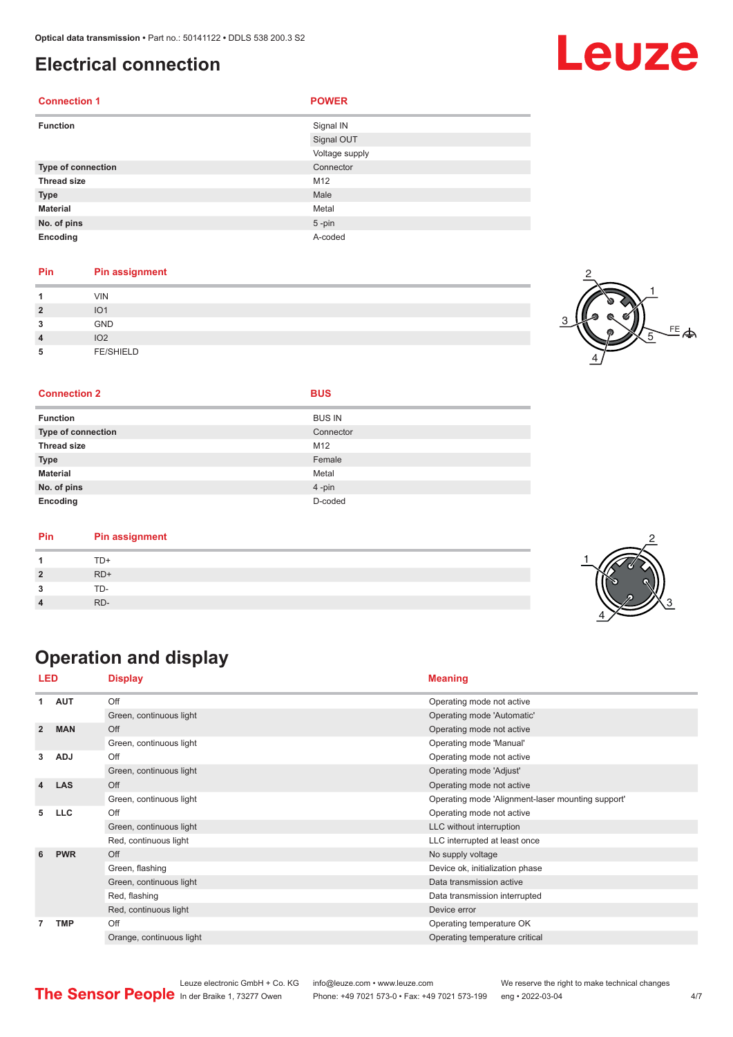# Electrical connection

| Connection 1 | POWER |
| --- | --- |
| Function | Signal IN |
| | Signal OUT |
| | Voltage supply |
| Type of connection | Connector |
| Thread size | M12 |
| Type | Male |
| Material | Metal |
| No. of pins | 5 -pin |
| Encoding | A-coded |

| Pin | Pin assignment |
| --- | --- |
| 1 | VIN |
| 2 | IO1 |
| 3 | GND |
| 4 | IO2 |
| 5 | FE/SHIELD |

| Connection 2 | BUS |
| --- | --- |
| Function | BUS IN |
| Type of connection | Connector |
| Thread size | M12 |
| Type | Female |
| Material | Metal |
| No. of pins | 4 -pin |
| Encoding | D-coded |

| Pin | Pin assignment |
| --- | --- |
| 1 | TD+ |
| 2 | RD+ |
| 3 | TD- |
| 4 | RD- |

# Operation and display

| LED | | Display | Meaning |
| --- | --- | --- | --- |
| 1 | AUT | Off | Operating mode not active |
| | | Green, continuous light | Operating mode 'Automatic' |
| 2 | MAN | Off | Operating mode not active |
| | | Green, continuous light | Operating mode 'Manual' |
| 3 | ADJ | Off | Operating mode not active |
| | | Green, continuous light | Operating mode 'Adjust' |
| 4 | LAS | Off | Operating mode not active |
| | | Green, continuous light | Operating mode 'Alignment-laser mounting support' |
| 5 | LLC | Off | Operating mode not active |
| | | Green, continuous light | LLC without interruption |
| | | Red, continuous light | LLC interrupted at least once |
| 6 | PWR | Off | No supply voltage |
| | | Green, flashing | Device ok, initialization phase |
| | | Green, continuous light | Data transmission active |
| | | Red, flashing | Data transmission interrupted |
| | | Red, continuous light | Device error |
| 7 | TMP | Off | Operating temperature OK |
| | | Orange, continuous light | Operating temperature critical |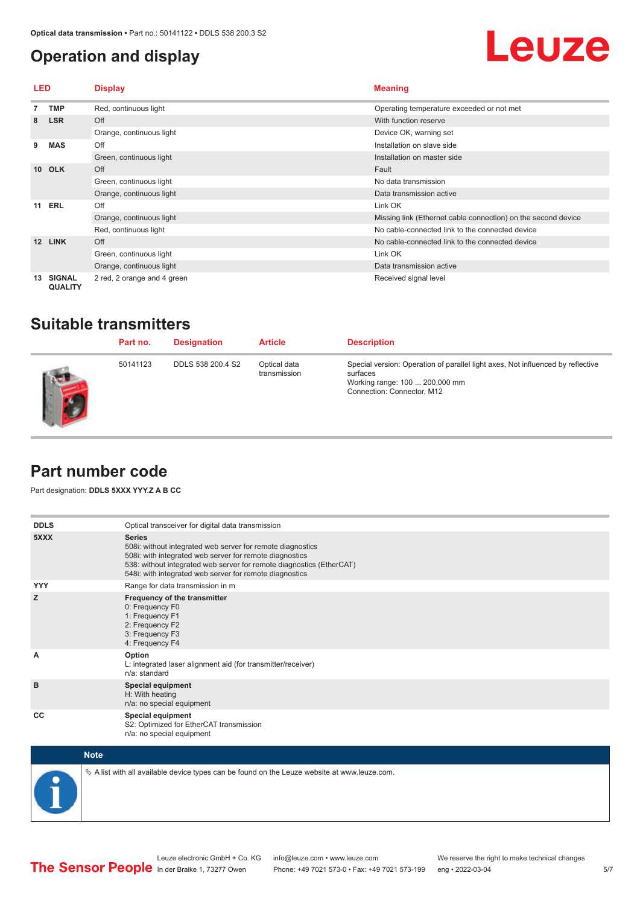# Operation and display

| LED | | Display | Meaning |
|---|---|---|---|
| 7 | TMP | Red, continuous light | Operating temperature exceeded or not met |
| 8 | LSR | Off | With function reserve |
| | | Orange, continuous light | Device OK, warning set |
| 9 | MAS | Off | Installation on slave side |
| | | Green, continuous light | Installation on master side |
| 10 | OLK | Off | Fault |
| | | Green, continuous light | No data transmission |
| | | Orange, continuous light | Data transmission active |
| 11 | ERL | Off | Link OK |
| | | Orange, continuous light | Missing link (Ethernet cable connection) on the second device |
| | | Red, continuous light | No cable-connected link to the connected device |
| 12 | LINK | Off | No cable-connected link to the connected device |
| | | Green, continuous light | Link OK |
| | | Orange, continuous light | Data transmission active |
| 13 | SIGNAL QUALITY | 2 red, 2 orange and 4 green | Received signal level |

# Suitable transmitters

| Part no. | Designation | Article | Description |
|---|---|---|---|
| 50141123 | DDLS 538 200.4 S2 | Optical data transmission | Special version: Operation of parallel light axes, Not influenced by reflective surfaces<br>Working range: 100 ... 200,000 mm<br>Connection: Connector, M12 |

# Part number code

Part designation: **DDLS 5XXX YYY.Z A B CC**

| | |
|---|---|
| **DDLS** | Optical transceiver for digital data transmission |
| **5XXX** | **Series**<br>508i: without integrated web server for remote diagnostics<br>508i: with integrated web server for remote diagnostics<br>538: without integrated web server for remote diagnostics (EtherCAT)<br>548i: with integrated web server for remote diagnostics |
| **YYY** | Range for data transmission in m |
| **Z** | **Frequency of the transmitter**<br>0: Frequency F0<br>1: Frequency F1<br>2: Frequency F2<br>3: Frequency F3<br>4: Frequency F4 |
| **A** | **Option**<br>L: integrated laser alignment aid (for transmitter/receiver)<br>n/a: standard |
| **B** | **Special equipment**<br>H: With heating<br>n/a: no special equipment |
| **CC** | **Special equipment**<br>S2: Optimized for EtherCAT transmission<br>n/a: no special equipment |

**Note**

↳ A list with all available device types can be found on the Leuze website at www.leuze.com.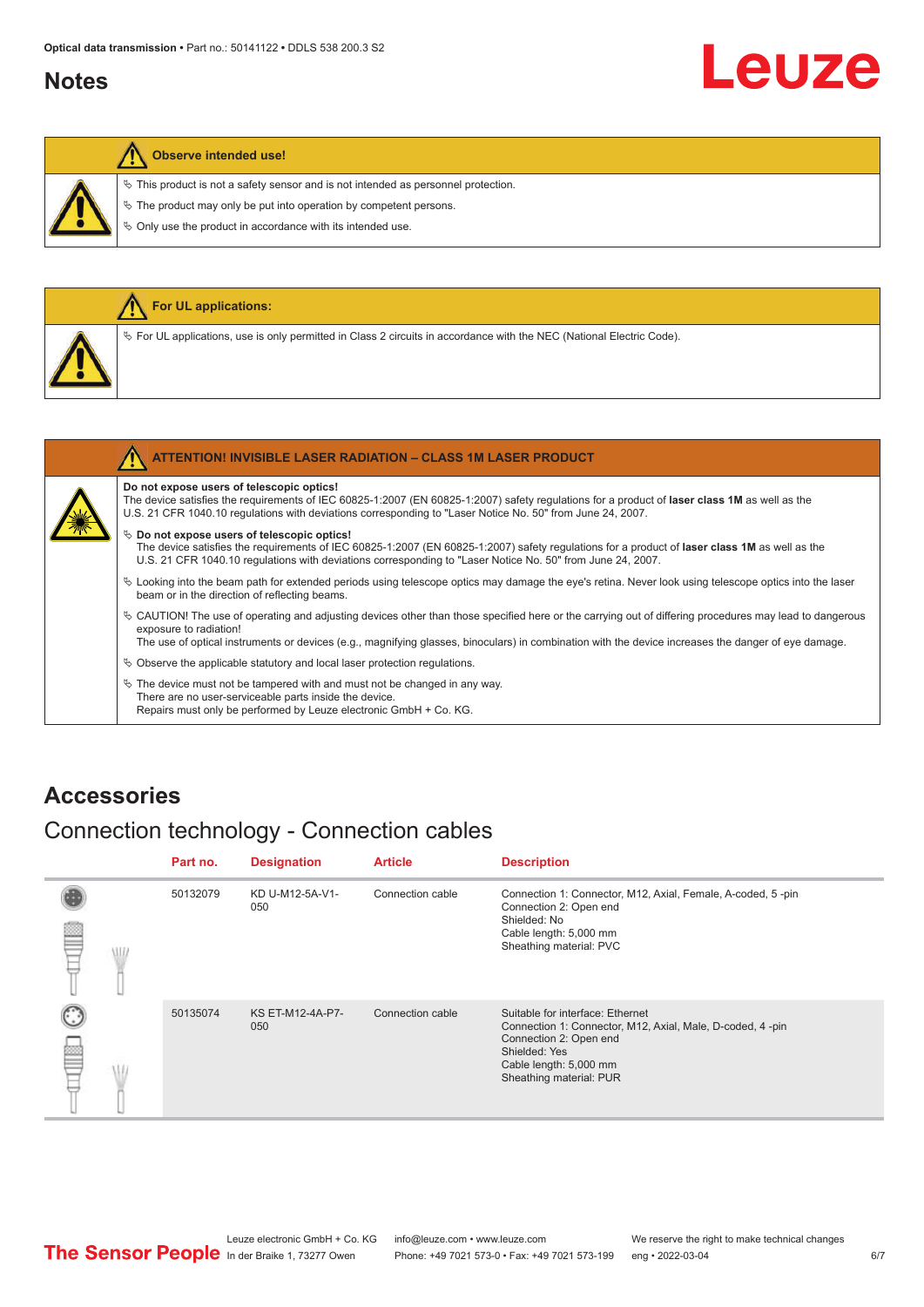## Notes

**Observe intended use!**

- ✎ This product is not a safety sensor and is not intended as personnel protection.
- ✎ The product may only be put into operation by competent persons.
- ✎ Only use the product in accordance with its intended use.

**For UL applications:**

- ✎ For UL applications, use is only permitted in Class 2 circuits in accordance with the NEC (National Electric Code).

**ATTENTION! INVISIBLE LASER RADIATION – CLASS 1M LASER PRODUCT**

**Do not expose users of telescopic optics!**
The device satisfies the requirements of IEC 60825-1:2007 (EN 60825-1:2007) safety regulations for a product of **laser class 1M** as well as the U.S. 21 CFR 1040.10 regulations with deviations corresponding to "Laser Notice No. 50" from June 24, 2007.

- ✎ **Do not expose users of telescopic optics!**
  The device satisfies the requirements of IEC 60825-1:2007 (EN 60825-1:2007) safety regulations for a product of **laser class 1M** as well as the U.S. 21 CFR 1040.10 regulations with deviations corresponding to "Laser Notice No. 50" from June 24, 2007.
- ✎ Looking into the beam path for extended periods using telescope optics may damage the eye's retina. Never look using telescope optics into the laser beam or in the direction of reflecting beams.
- ✎ CAUTION! The use of operating and adjusting devices other than those specified here or the carrying out of differing procedures may lead to dangerous exposure to radiation!
  The use of optical instruments or devices (e.g., magnifying glasses, binoculars) in combination with the device increases the danger of eye damage.
- ✎ Observe the applicable statutory and local laser protection regulations.
- ✎ The device must not be tampered with and must not be changed in any way.
  There are no user-serviceable parts inside the device.
  Repairs must only be performed by Leuze electronic GmbH + Co. KG.

## Accessories

### Connection technology - Connection cables

| Part no. | Designation | Article | Description |
|---|---|---|---|
| 50132079 | KD U-M12-5A-V1-050 | Connection cable | Connection 1: Connector, M12, Axial, Female, A-coded, 5 -pin<br>Connection 2: Open end<br>Shielded: No<br>Cable length: 5,000 mm<br>Sheathing material: PVC |
| 50135074 | KS ET-M12-4A-P7-050 | Connection cable | Suitable for interface: Ethernet<br>Connection 1: Connector, M12, Axial, Male, D-coded, 4 -pin<br>Connection 2: Open end<br>Shielded: Yes<br>Cable length: 5,000 mm<br>Sheathing material: PUR |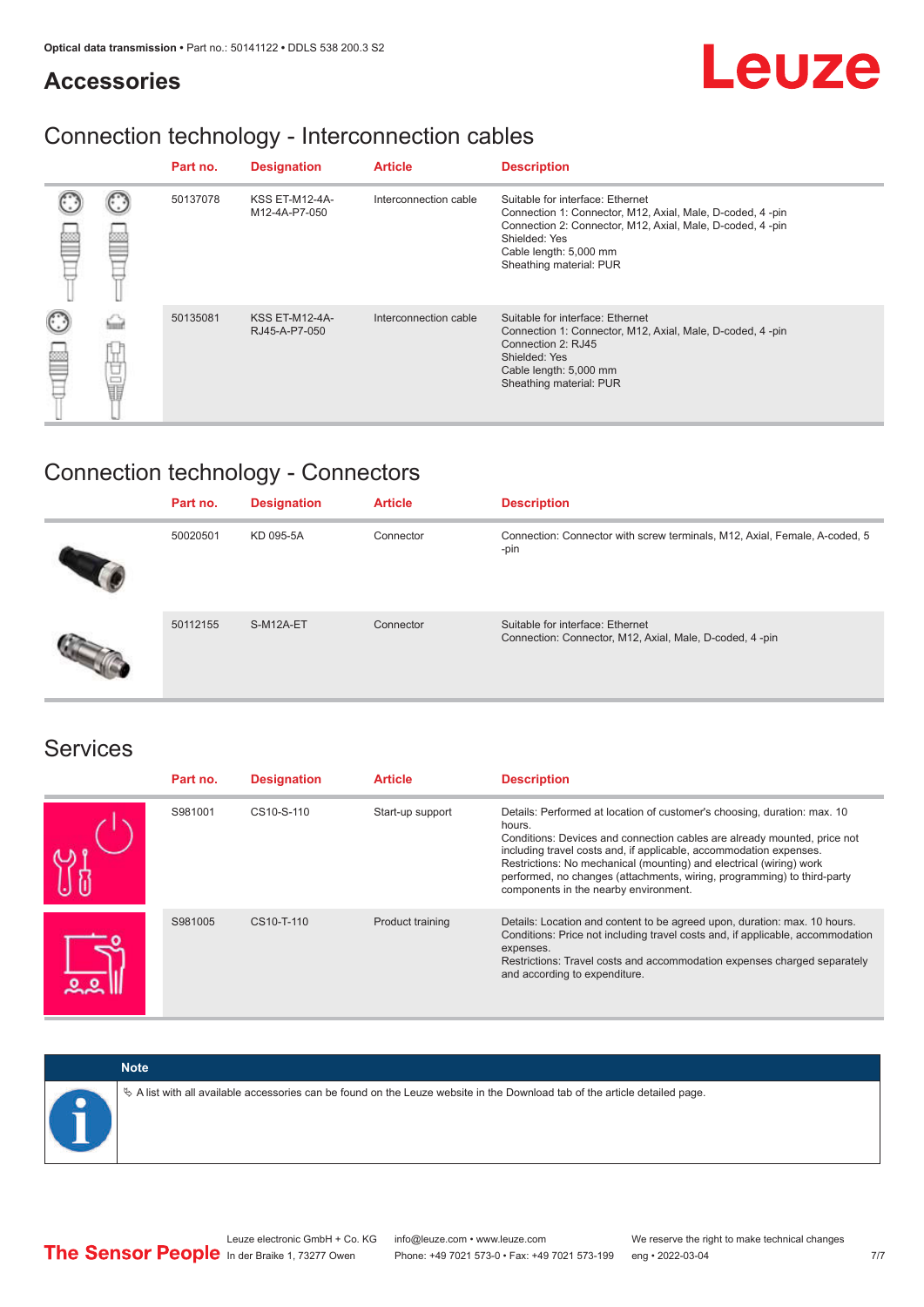## Accessories

## Connection technology - Interconnection cables

| | Part no. | Designation | Article | Description |
|---|---|---|---|---|
| | 50137078 | KSS ET-M12-4A-M12-4A-P7-050 | Interconnection cable | Suitable for interface: Ethernet<br>Connection 1: Connector, M12, Axial, Male, D-coded, 4 -pin<br>Connection 2: Connector, M12, Axial, Male, D-coded, 4 -pin<br>Shielded: Yes<br>Cable length: 5,000 mm<br>Sheathing material: PUR |
| | 50135081 | KSS ET-M12-4A-RJ45-A-P7-050 | Interconnection cable | Suitable for interface: Ethernet<br>Connection 1: Connector, M12, Axial, Male, D-coded, 4 -pin<br>Connection 2: RJ45<br>Shielded: Yes<br>Cable length: 5,000 mm<br>Sheathing material: PUR |

## Connection technology - Connectors

| | Part no. | Designation | Article | Description |
|---|---|---|---|---|
| | 50020501 | KD 095-5A | Connector | Connection: Connector with screw terminals, M12, Axial, Female, A-coded, 5 -pin |
| | 50112155 | S-M12A-ET | Connector | Suitable for interface: Ethernet<br>Connection: Connector, M12, Axial, Male, D-coded, 4 -pin |

## Services

| | Part no. | Designation | Article | Description |
|---|---|---|---|---|
| | S981001 | CS10-S-110 | Start-up support | Details: Performed at location of customer's choosing, duration: max. 10 hours.<br>Conditions: Devices and connection cables are already mounted, price not including travel costs and, if applicable, accommodation expenses.<br>Restrictions: No mechanical (mounting) and electrical (wiring) work performed, no changes (attachments, wiring, programming) to third-party components in the nearby environment. |
| | S981005 | CS10-T-110 | Product training | Details: Location and content to be agreed upon, duration: max. 10 hours.<br>Conditions: Price not including travel costs and, if applicable, accommodation expenses.<br>Restrictions: Travel costs and accommodation expenses charged separately and according to expenditure. |

**Note**

↳ A list with all available accessories can be found on the Leuze website in the Download tab of the article detailed page.